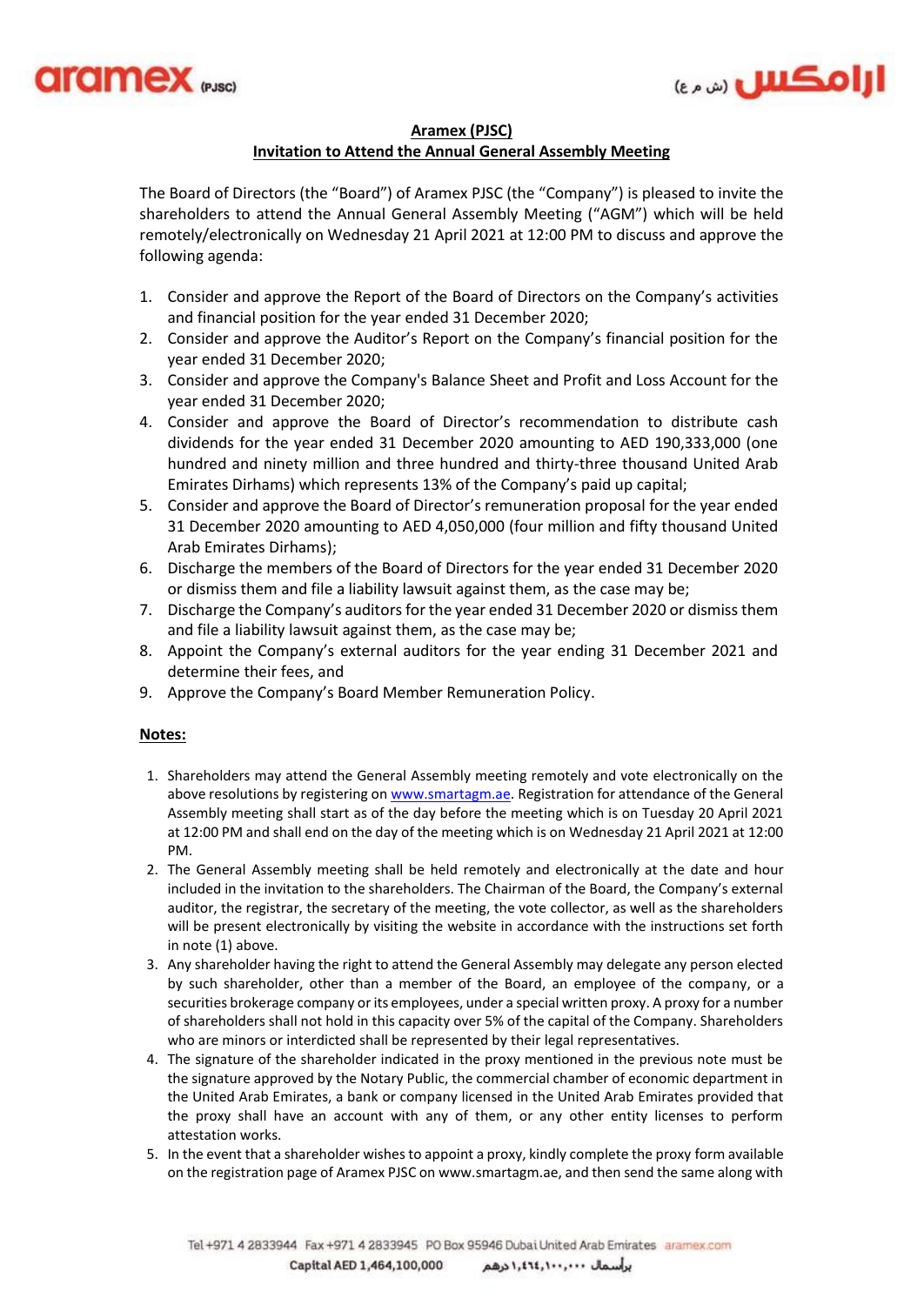# Aramex (PJSC)

## Invitation to Attend the Annual General Assembly Meeting

The Board of Directors (the "Board") of Aramex PJSC (the "Company") is pleased to invite the shareholders to attend the Annual General Assembly Meeting ("AGM") which will be held remotely/electronically on Wednesday 21 April 2021 at 12:00 PM to discuss and approve the following agenda:

1. Consider and approve the Report of the Board of Directors on the Company's activities and financial position for the year ended 31 December 2020;
2. Consider and approve the Auditor's Report on the Company's financial position for the year ended 31 December 2020;
3. Consider and approve the Company's Balance Sheet and Profit and Loss Account for the year ended 31 December 2020;
4. Consider and approve the Board of Director's recommendation to distribute cash dividends for the year ended 31 December 2020 amounting to AED 190,333,000 (one hundred and ninety million and three hundred and thirty-three thousand United Arab Emirates Dirhams) which represents 13% of the Company's paid up capital;
5. Consider and approve the Board of Director's remuneration proposal for the year ended 31 December 2020 amounting to AED 4,050,000 (four million and fifty thousand United Arab Emirates Dirhams);
6. Discharge the members of the Board of Directors for the year ended 31 December 2020 or dismiss them and file a liability lawsuit against them, as the case may be;
7. Discharge the Company's auditors for the year ended 31 December 2020 or dismiss them and file a liability lawsuit against them, as the case may be;
8. Appoint the Company's external auditors for the year ending 31 December 2021 and determine their fees, and
9. Approve the Company's Board Member Remuneration Policy.

**Notes:**

1. Shareholders may attend the General Assembly meeting remotely and vote electronically on the above resolutions by registering on www.smartagm.ae. Registration for attendance of the General Assembly meeting shall start as of the day before the meeting which is on Tuesday 20 April 2021 at 12:00 PM and shall end on the day of the meeting which is on Wednesday 21 April 2021 at 12:00 PM.
2. The General Assembly meeting shall be held remotely and electronically at the date and hour included in the invitation to the shareholders. The Chairman of the Board, the Company's external auditor, the registrar, the secretary of the meeting, the vote collector, as well as the shareholders will be present electronically by visiting the website in accordance with the instructions set forth in note (1) above.
3. Any shareholder having the right to attend the General Assembly may delegate any person elected by such shareholder, other than a member of the Board, an employee of the company, or a securities brokerage company or its employees, under a special written proxy. A proxy for a number of shareholders shall not hold in this capacity over 5% of the capital of the Company. Shareholders who are minors or interdicted shall be represented by their legal representatives.
4. The signature of the shareholder indicated in the proxy mentioned in the previous note must be the signature approved by the Notary Public, the commercial chamber of economic department in the United Arab Emirates, a bank or company licensed in the United Arab Emirates provided that the proxy shall have an account with any of them, or any other entity licenses to perform attestation works.
5. In the event that a shareholder wishes to appoint a proxy, kindly complete the proxy form available on the registration page of Aramex PJSC on www.smartagm.ae, and then send the same along with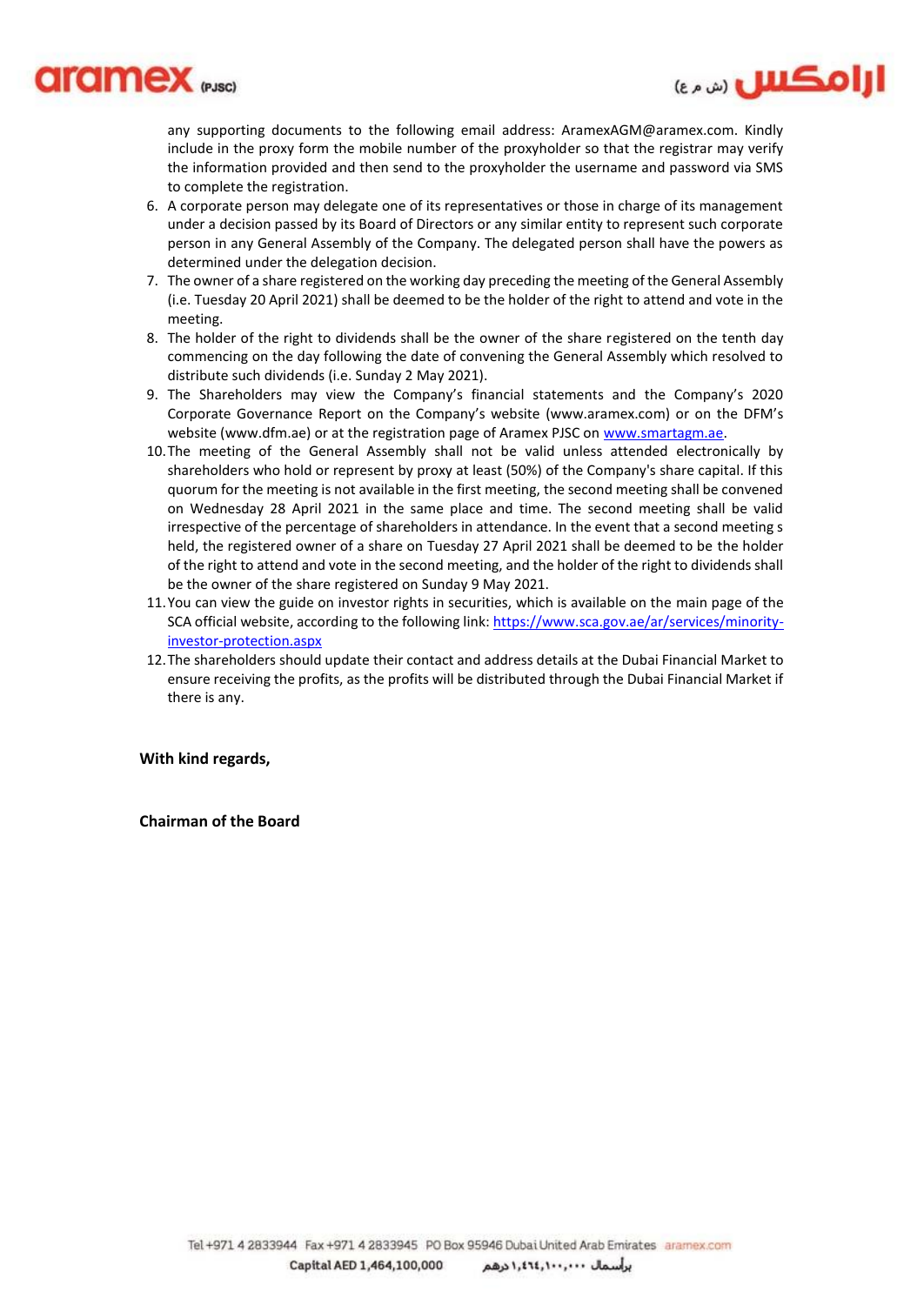any supporting documents to the following email address: AramexAGM@aramex.com. Kindly include in the proxy form the mobile number of the proxyholder so that the registrar may verify the information provided and then send to the proxyholder the username and password via SMS to complete the registration.

6. A corporate person may delegate one of its representatives or those in charge of its management under a decision passed by its Board of Directors or any similar entity to represent such corporate person in any General Assembly of the Company. The delegated person shall have the powers as determined under the delegation decision.
7. The owner of a share registered on the working day preceding the meeting of the General Assembly (i.e. Tuesday 20 April 2021) shall be deemed to be the holder of the right to attend and vote in the meeting.
8. The holder of the right to dividends shall be the owner of the share registered on the tenth day commencing on the day following the date of convening the General Assembly which resolved to distribute such dividends (i.e. Sunday 2 May 2021).
9. The Shareholders may view the Company's financial statements and the Company's 2020 Corporate Governance Report on the Company's website (www.aramex.com) or on the DFM's website (www.dfm.ae) or at the registration page of Aramex PJSC on www.smartagm.ae.
10. The meeting of the General Assembly shall not be valid unless attended electronically by shareholders who hold or represent by proxy at least (50%) of the Company's share capital. If this quorum for the meeting is not available in the first meeting, the second meeting shall be convened on Wednesday 28 April 2021 in the same place and time. The second meeting shall be valid irrespective of the percentage of shareholders in attendance. In the event that a second meeting s held, the registered owner of a share on Tuesday 27 April 2021 shall be deemed to be the holder of the right to attend and vote in the second meeting, and the holder of the right to dividends shall be the owner of the share registered on Sunday 9 May 2021.
11. You can view the guide on investor rights in securities, which is available on the main page of the SCA official website, according to the following link: https://www.sca.gov.ae/ar/services/minority-investor-protection.aspx
12. The shareholders should update their contact and address details at the Dubai Financial Market to ensure receiving the profits, as the profits will be distributed through the Dubai Financial Market if there is any.

**With kind regards,**

**Chairman of the Board**